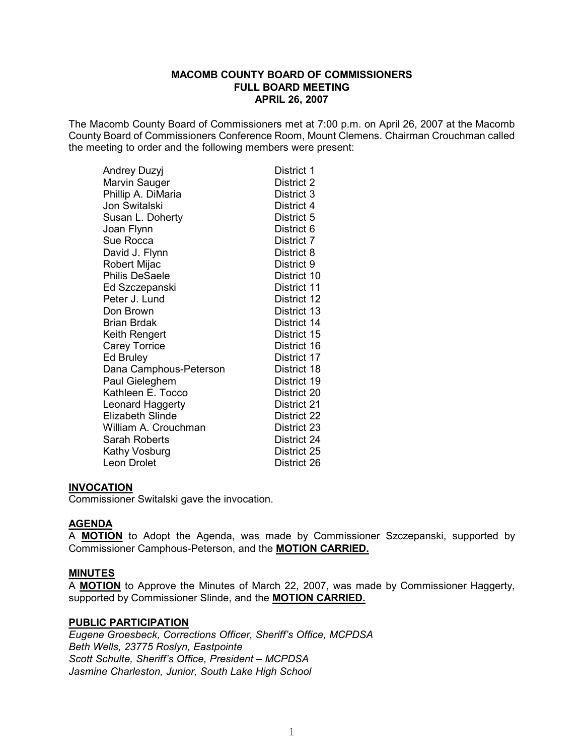**MACOMB COUNTY BOARD OF COMMISSIONERS**
**FULL BOARD MEETING**
**APRIL 26, 2007**

The Macomb County Board of Commissioners met at 7:00 p.m. on April 26, 2007 at the Macomb County Board of Commissioners Conference Room, Mount Clemens. Chairman Crouchman called the meeting to order and the following members were present:

| | |
|---|---|
| Andrey Duzyj | District 1 |
| Marvin Sauger | District 2 |
| Phillip A. DiMaria | District 3 |
| Jon Switalski | District 4 |
| Susan L. Doherty | District 5 |
| Joan Flynn | District 6 |
| Sue Rocca | District 7 |
| David J. Flynn | District 8 |
| Robert Mijac | District 9 |
| Philis DeSaele | District 10 |
| Ed Szczepanski | District 11 |
| Peter J. Lund | District 12 |
| Don Brown | District 13 |
| Brian Brdak | District 14 |
| Keith Rengert | District 15 |
| Carey Torrice | District 16 |
| Ed Bruley | District 17 |
| Dana Camphous-Peterson | District 18 |
| Paul Gieleghem | District 19 |
| Kathleen E. Tocco | District 20 |
| Leonard Haggerty | District 21 |
| Elizabeth Slinde | District 22 |
| William A. Crouchman | District 23 |
| Sarah Roberts | District 24 |
| Kathy Vosburg | District 25 |
| Leon Drolet | District 26 |

**INVOCATION**
Commissioner Switalski gave the invocation.

**AGENDA**
A **MOTION** to Adopt the Agenda, was made by Commissioner Szczepanski, supported by Commissioner Camphous-Peterson, and the **MOTION CARRIED.**

**MINUTES**
A **MOTION** to Approve the Minutes of March 22, 2007, was made by Commissioner Haggerty, supported by Commissioner Slinde, and the **MOTION CARRIED.**

**PUBLIC PARTICIPATION**
*Eugene Groesbeck, Corrections Officer, Sheriff's Office, MCPDSA*
*Beth Wells, 23775 Roslyn, Eastpointe*
*Scott Schulte, Sheriff's Office, President – MCPDSA*
*Jasmine Charleston, Junior, South Lake High School*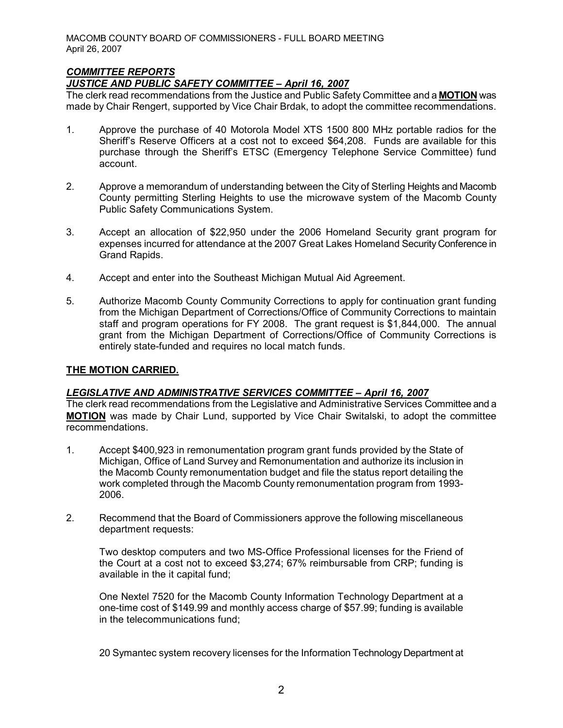## *COMMITTEE REPORTS*

### *JUSTICE AND PUBLIC SAFETY COMMITTEE – April 16, 2007*

The clerk read recommendations from the Justice and Public Safety Committee and a **MOTION** was made by Chair Rengert, supported by Vice Chair Brdak, to adopt the committee recommendations.

1. Approve the purchase of 40 Motorola Model XTS 1500 800 MHz portable radios for the Sheriff's Reserve Officers at a cost not to exceed $64,208. Funds are available for this purchase through the Sheriff's ETSC (Emergency Telephone Service Committee) fund account.

2. Approve a memorandum of understanding between the City of Sterling Heights and Macomb County permitting Sterling Heights to use the microwave system of the Macomb County Public Safety Communications System.

3. Accept an allocation of $22,950 under the 2006 Homeland Security grant program for expenses incurred for attendance at the 2007 Great Lakes Homeland Security Conference in Grand Rapids.

4. Accept and enter into the Southeast Michigan Mutual Aid Agreement.

5. Authorize Macomb County Community Corrections to apply for continuation grant funding from the Michigan Department of Corrections/Office of Community Corrections to maintain staff and program operations for FY 2008. The grant request is $1,844,000. The annual grant from the Michigan Department of Corrections/Office of Community Corrections is entirely state-funded and requires no local match funds.

**THE MOTION CARRIED.**

### *LEGISLATIVE AND ADMINISTRATIVE SERVICES COMMITTEE – April 16, 2007*

The clerk read recommendations from the Legislative and Administrative Services Committee and a **MOTION** was made by Chair Lund, supported by Vice Chair Switalski, to adopt the committee recommendations.

1. Accept $400,923 in remonumentation program grant funds provided by the State of Michigan, Office of Land Survey and Remonumentation and authorize its inclusion in the Macomb County remonumentation budget and file the status report detailing the work completed through the Macomb County remonumentation program from 1993-2006.

2. Recommend that the Board of Commissioners approve the following miscellaneous department requests:

   Two desktop computers and two MS-Office Professional licenses for the Friend of the Court at a cost not to exceed $3,274; 67% reimbursable from CRP; funding is available in the it capital fund;

   One Nextel 7520 for the Macomb County Information Technology Department at a one-time cost of $149.99 and monthly access charge of $57.99; funding is available in the telecommunications fund;

   20 Symantec system recovery licenses for the Information Technology Department at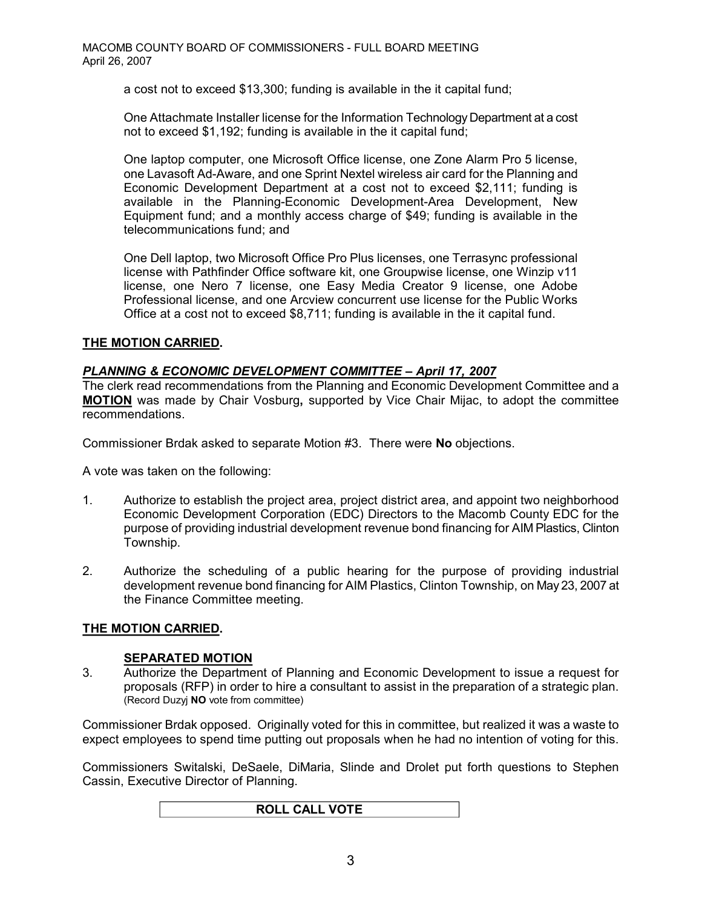a cost not to exceed $13,300; funding is available in the it capital fund;

One Attachmate Installer license for the Information Technology Department at a cost not to exceed $1,192; funding is available in the it capital fund;

One laptop computer, one Microsoft Office license, one Zone Alarm Pro 5 license, one Lavasoft Ad-Aware, and one Sprint Nextel wireless air card for the Planning and Economic Development Department at a cost not to exceed $2,111; funding is available in the Planning-Economic Development-Area Development, New Equipment fund; and a monthly access charge of $49; funding is available in the telecommunications fund; and

One Dell laptop, two Microsoft Office Pro Plus licenses, one Terrasync professional license with Pathfinder Office software kit, one Groupwise license, one Winzip v11 license, one Nero 7 license, one Easy Media Creator 9 license, one Adobe Professional license, and one Arcview concurrent use license for the Public Works Office at a cost not to exceed $8,711; funding is available in the it capital fund.

**THE MOTION CARRIED.**

***PLANNING & ECONOMIC DEVELOPMENT COMMITTEE – April 17, 2007***

The clerk read recommendations from the Planning and Economic Development Committee and a **MOTION** was made by Chair Vosburg**,** supported by Vice Chair Mijac, to adopt the committee recommendations.

Commissioner Brdak asked to separate Motion #3. There were **No** objections.

A vote was taken on the following:

1. Authorize to establish the project area, project district area, and appoint two neighborhood Economic Development Corporation (EDC) Directors to the Macomb County EDC for the purpose of providing industrial development revenue bond financing for AIM Plastics, Clinton Township.

2. Authorize the scheduling of a public hearing for the purpose of providing industrial development revenue bond financing for AIM Plastics, Clinton Township, on May 23, 2007 at the Finance Committee meeting.

**THE MOTION CARRIED.**

**SEPARATED MOTION**

3. Authorize the Department of Planning and Economic Development to issue a request for proposals (RFP) in order to hire a consultant to assist in the preparation of a strategic plan. (Record Duzyj **NO** vote from committee)

Commissioner Brdak opposed. Originally voted for this in committee, but realized it was a waste to expect employees to spend time putting out proposals when he had no intention of voting for this.

Commissioners Switalski, DeSaele, DiMaria, Slinde and Drolet put forth questions to Stephen Cassin, Executive Director of Planning.

**ROLL CALL VOTE**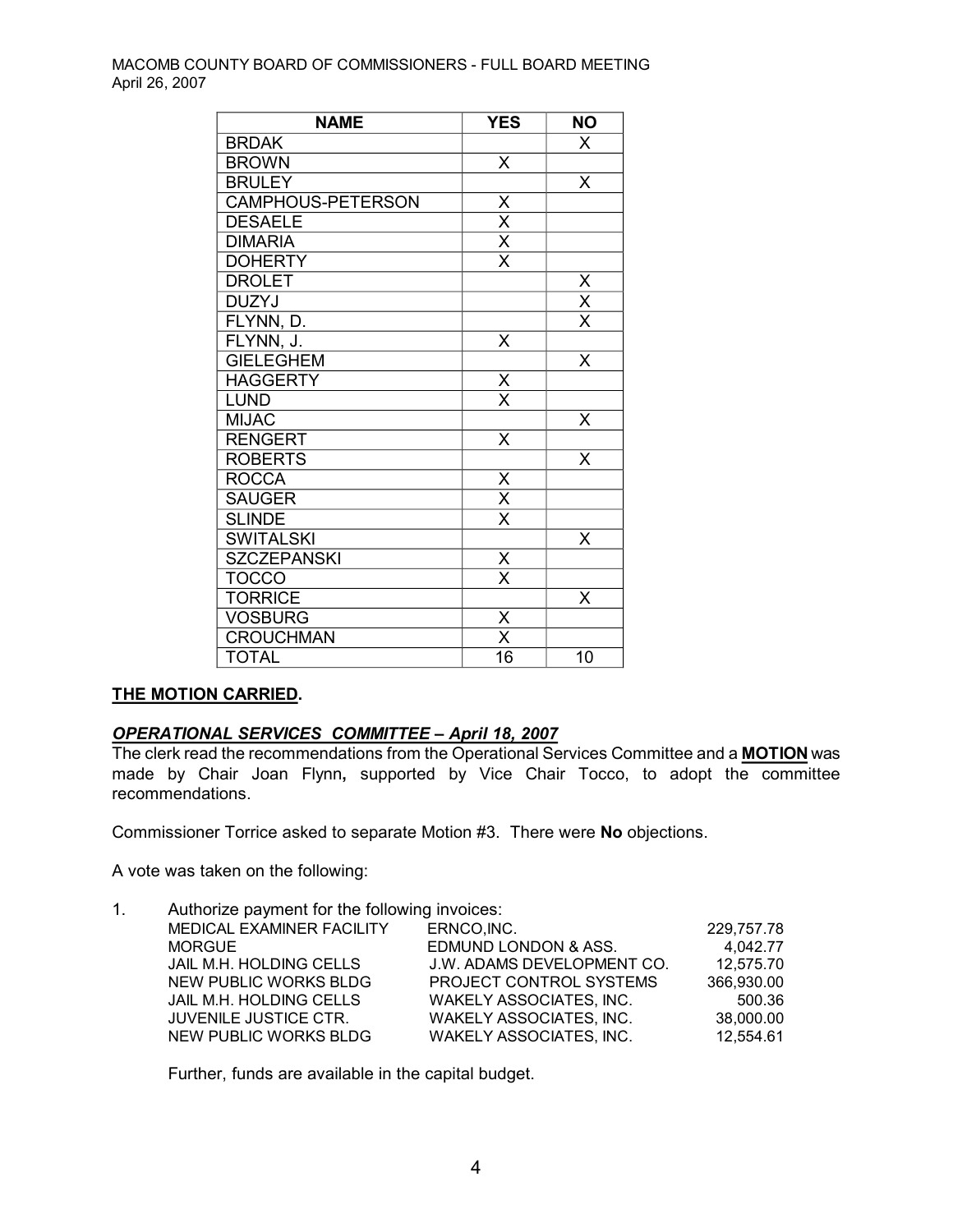| NAME | YES | NO |
|---|---|---|
| BRDAK | | X |
| BROWN | X | |
| BRULEY | | X |
| CAMPHOUS-PETERSON | X | |
| DESAELE | X | |
| DIMARIA | X | |
| DOHERTY | X | |
| DROLET | | X |
| DUZYJ | | X |
| FLYNN, D. | | X |
| FLYNN, J. | X | |
| GIELEGHEM | | X |
| HAGGERTY | X | |
| LUND | X | |
| MIJAC | | X |
| RENGERT | X | |
| ROBERTS | | X |
| ROCCA | X | |
| SAUGER | X | |
| SLINDE | X | |
| SWITALSKI | | X |
| SZCZEPANSKI | X | |
| TOCCO | X | |
| TORRICE | | X |
| VOSBURG | X | |
| CROUCHMAN | X | |
| TOTAL | 16 | 10 |

**THE MOTION CARRIED.**

***OPERATIONAL SERVICES COMMITTEE – April 18, 2007***

The clerk read the recommendations from the Operational Services Committee and a **MOTION** was made by Chair Joan Flynn**,** supported by Vice Chair Tocco, to adopt the committee recommendations.

Commissioner Torrice asked to separate Motion #3. There were **No** objections.

A vote was taken on the following:

1. Authorize payment for the following invoices:

| | | |
|---|---|---|
| MEDICAL EXAMINER FACILITY | ERNCO,INC. | 229,757.78 |
| MORGUE | EDMUND LONDON & ASS. | 4,042.77 |
| JAIL M.H. HOLDING CELLS | J.W. ADAMS DEVELOPMENT CO. | 12,575.70 |
| NEW PUBLIC WORKS BLDG | PROJECT CONTROL SYSTEMS | 366,930.00 |
| JAIL M.H. HOLDING CELLS | WAKELY ASSOCIATES, INC. | 500.36 |
| JUVENILE JUSTICE CTR. | WAKELY ASSOCIATES, INC. | 38,000.00 |
| NEW PUBLIC WORKS BLDG | WAKELY ASSOCIATES, INC. | 12,554.61 |

Further, funds are available in the capital budget.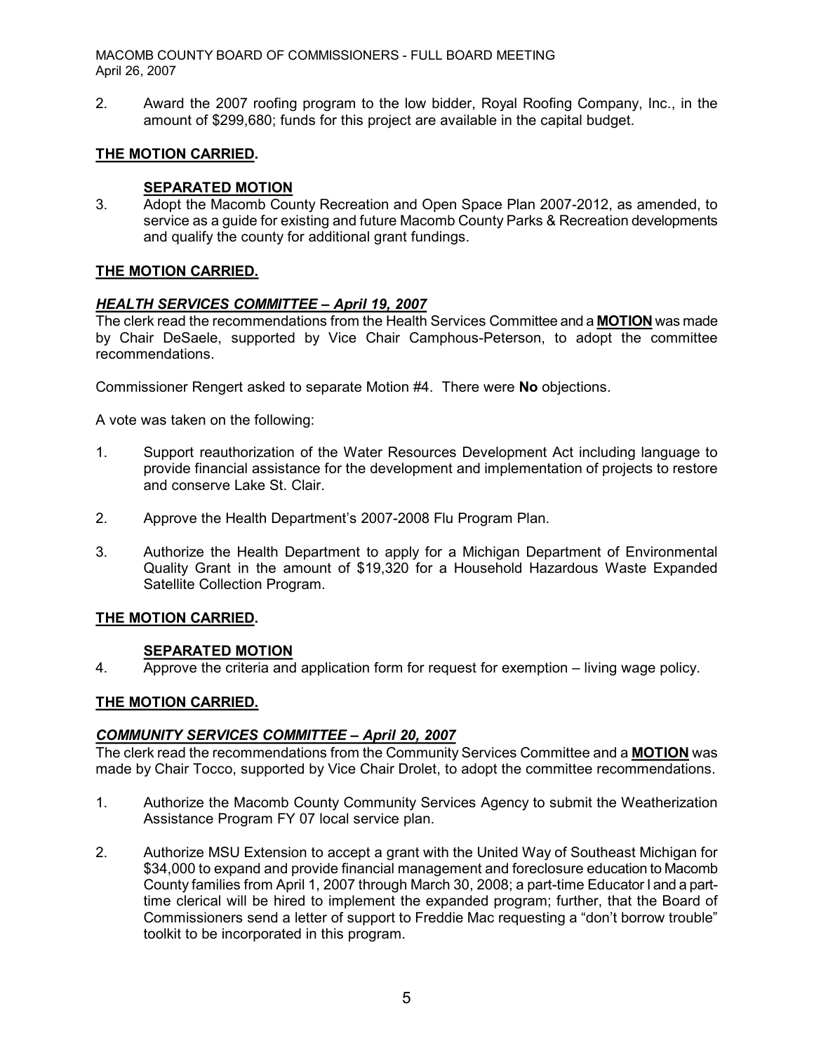2. Award the 2007 roofing program to the low bidder, Royal Roofing Company, Inc., in the amount of $299,680; funds for this project are available in the capital budget.

**THE MOTION CARRIED.**

**SEPARATED MOTION**

3. Adopt the Macomb County Recreation and Open Space Plan 2007-2012, as amended, to service as a guide for existing and future Macomb County Parks & Recreation developments and qualify the county for additional grant fundings.

**THE MOTION CARRIED.**

***HEALTH SERVICES COMMITTEE – April 19, 2007***

The clerk read the recommendations from the Health Services Committee and a **MOTION** was made by Chair DeSaele, supported by Vice Chair Camphous-Peterson, to adopt the committee recommendations.

Commissioner Rengert asked to separate Motion #4. There were **No** objections.

A vote was taken on the following:

1. Support reauthorization of the Water Resources Development Act including language to provide financial assistance for the development and implementation of projects to restore and conserve Lake St. Clair.

2. Approve the Health Department's 2007-2008 Flu Program Plan.

3. Authorize the Health Department to apply for a Michigan Department of Environmental Quality Grant in the amount of $19,320 for a Household Hazardous Waste Expanded Satellite Collection Program.

**THE MOTION CARRIED.**

**SEPARATED MOTION**

4. Approve the criteria and application form for request for exemption – living wage policy.

**THE MOTION CARRIED.**

***COMMUNITY SERVICES COMMITTEE – April 20, 2007***

The clerk read the recommendations from the Community Services Committee and a **MOTION** was made by Chair Tocco, supported by Vice Chair Drolet, to adopt the committee recommendations.

1. Authorize the Macomb County Community Services Agency to submit the Weatherization Assistance Program FY 07 local service plan.

2. Authorize MSU Extension to accept a grant with the United Way of Southeast Michigan for $34,000 to expand and provide financial management and foreclosure education to Macomb County families from April 1, 2007 through March 30, 2008; a part-time Educator I and a part-time clerical will be hired to implement the expanded program; further, that the Board of Commissioners send a letter of support to Freddie Mac requesting a "don't borrow trouble" toolkit to be incorporated in this program.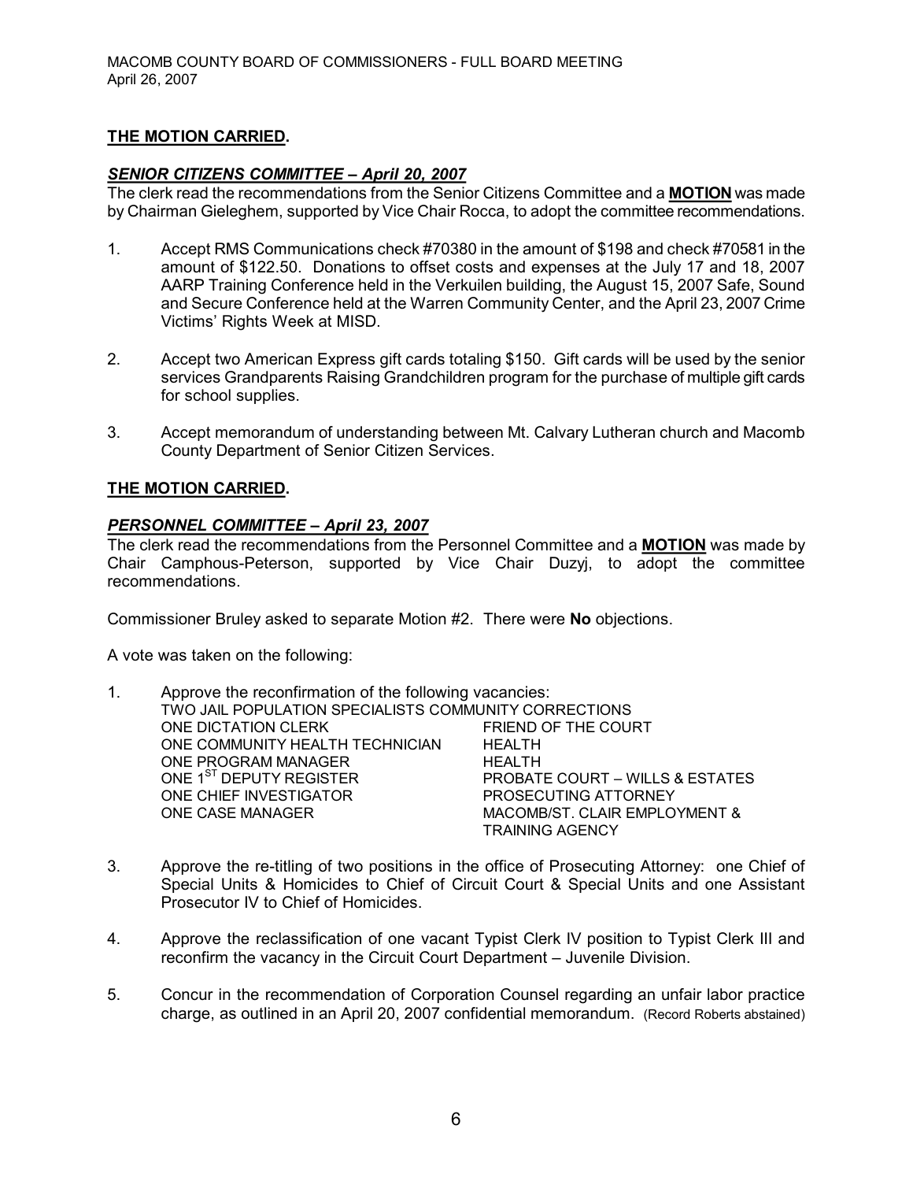**THE MOTION CARRIED.**

***SENIOR CITIZENS COMMITTEE – April 20, 2007***

The clerk read the recommendations from the Senior Citizens Committee and a **MOTION** was made by Chairman Gieleghem, supported by Vice Chair Rocca, to adopt the committee recommendations.

1. Accept RMS Communications check #70380 in the amount of $198 and check #70581 in the amount of $122.50. Donations to offset costs and expenses at the July 17 and 18, 2007 AARP Training Conference held in the Verkuilen building, the August 15, 2007 Safe, Sound and Secure Conference held at the Warren Community Center, and the April 23, 2007 Crime Victims' Rights Week at MISD.

2. Accept two American Express gift cards totaling $150. Gift cards will be used by the senior services Grandparents Raising Grandchildren program for the purchase of multiple gift cards for school supplies.

3. Accept memorandum of understanding between Mt. Calvary Lutheran church and Macomb County Department of Senior Citizen Services.

**THE MOTION CARRIED.**

***PERSONNEL COMMITTEE – April 23, 2007***

The clerk read the recommendations from the Personnel Committee and a **MOTION** was made by Chair Camphous-Peterson, supported by Vice Chair Duzyj, to adopt the committee recommendations.

Commissioner Bruley asked to separate Motion #2. There were **No** objections.

A vote was taken on the following:

1. Approve the reconfirmation of the following vacancies:

| | |
|---|---|
| TWO JAIL POPULATION SPECIALISTS | COMMUNITY CORRECTIONS |
| ONE DICTATION CLERK | FRIEND OF THE COURT |
| ONE COMMUNITY HEALTH TECHNICIAN | HEALTH |
| ONE PROGRAM MANAGER | HEALTH |
| ONE 1ST DEPUTY REGISTER | PROBATE COURT – WILLS & ESTATES |
| ONE CHIEF INVESTIGATOR | PROSECUTING ATTORNEY |
| ONE CASE MANAGER | MACOMB/ST. CLAIR EMPLOYMENT & TRAINING AGENCY |

3. Approve the re-titling of two positions in the office of Prosecuting Attorney: one Chief of Special Units & Homicides to Chief of Circuit Court & Special Units and one Assistant Prosecutor IV to Chief of Homicides.

4. Approve the reclassification of one vacant Typist Clerk IV position to Typist Clerk III and reconfirm the vacancy in the Circuit Court Department – Juvenile Division.

5. Concur in the recommendation of Corporation Counsel regarding an unfair labor practice charge, as outlined in an April 20, 2007 confidential memorandum. (Record Roberts abstained)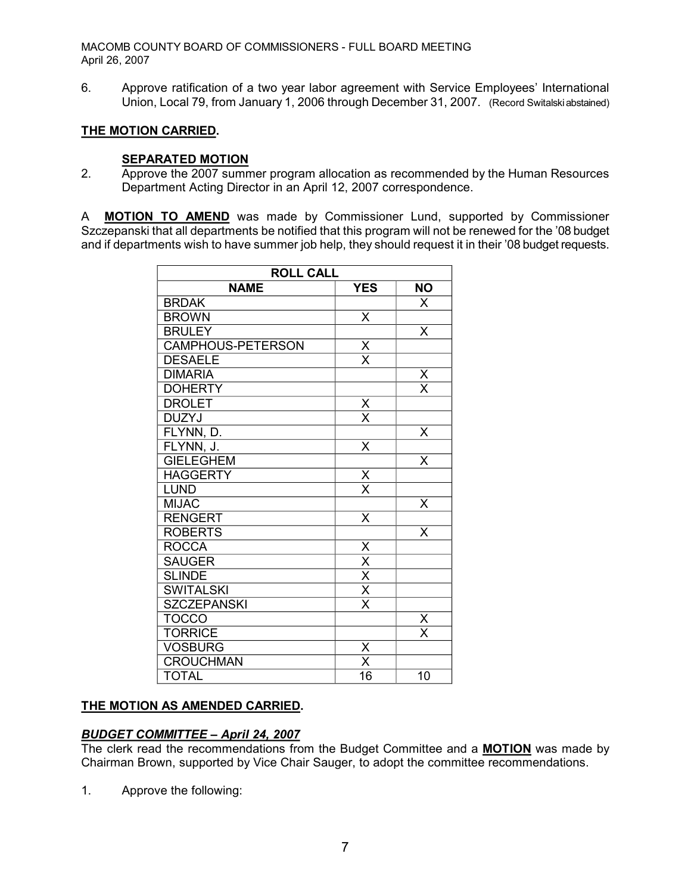6. Approve ratification of a two year labor agreement with Service Employees' International Union, Local 79, from January 1, 2006 through December 31, 2007. (Record Switalski abstained)

**THE MOTION CARRIED.**

**SEPARATED MOTION**

2. Approve the 2007 summer program allocation as recommended by the Human Resources Department Acting Director in an April 12, 2007 correspondence.

A **MOTION TO AMEND** was made by Commissioner Lund, supported by Commissioner Szczepanski that all departments be notified that this program will not be renewed for the '08 budget and if departments wish to have summer job help, they should request it in their '08 budget requests.

| ROLL CALL | | |
|---|---|---|
| **NAME** | **YES** | **NO** |
| BRDAK | | X |
| BROWN | X | |
| BRULEY | | X |
| CAMPHOUS-PETERSON | X | |
| DESAELE | X | |
| DIMARIA | | X |
| DOHERTY | | X |
| DROLET | X | |
| DUZYJ | X | |
| FLYNN, D. | | X |
| FLYNN, J. | X | |
| GIELEGHEM | | X |
| HAGGERTY | X | |
| LUND | X | |
| MIJAC | | X |
| RENGERT | X | |
| ROBERTS | | X |
| ROCCA | X | |
| SAUGER | X | |
| SLINDE | X | |
| SWITALSKI | X | |
| SZCZEPANSKI | X | |
| TOCCO | | X |
| TORRICE | | X |
| VOSBURG | X | |
| CROUCHMAN | X | |
| TOTAL | 16 | 10 |

**THE MOTION AS AMENDED CARRIED.**

***BUDGET COMMITTEE – April 24, 2007***

The clerk read the recommendations from the Budget Committee and a **MOTION** was made by Chairman Brown, supported by Vice Chair Sauger, to adopt the committee recommendations.

1. Approve the following: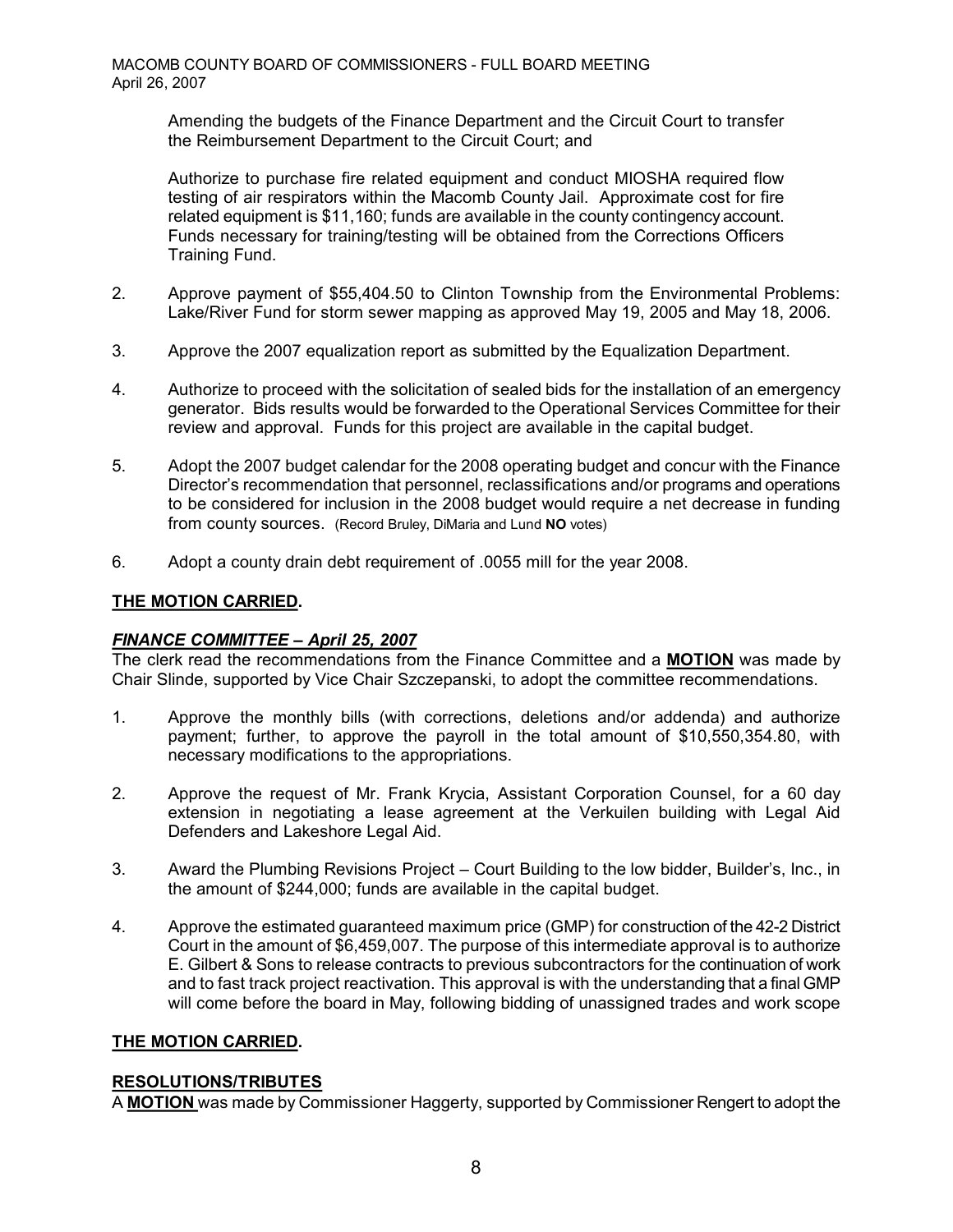Amending the budgets of the Finance Department and the Circuit Court to transfer the Reimbursement Department to the Circuit Court; and

Authorize to purchase fire related equipment and conduct MIOSHA required flow testing of air respirators within the Macomb County Jail. Approximate cost for fire related equipment is $11,160; funds are available in the county contingency account. Funds necessary for training/testing will be obtained from the Corrections Officers Training Fund.

2. Approve payment of $55,404.50 to Clinton Township from the Environmental Problems: Lake/River Fund for storm sewer mapping as approved May 19, 2005 and May 18, 2006.

3. Approve the 2007 equalization report as submitted by the Equalization Department.

4. Authorize to proceed with the solicitation of sealed bids for the installation of an emergency generator. Bids results would be forwarded to the Operational Services Committee for their review and approval. Funds for this project are available in the capital budget.

5. Adopt the 2007 budget calendar for the 2008 operating budget and concur with the Finance Director's recommendation that personnel, reclassifications and/or programs and operations to be considered for inclusion in the 2008 budget would require a net decrease in funding from county sources. (Record Bruley, DiMaria and Lund **NO** votes)

6. Adopt a county drain debt requirement of .0055 mill for the year 2008.

**THE MOTION CARRIED.**

***FINANCE COMMITTEE – April 25, 2007***

The clerk read the recommendations from the Finance Committee and a **MOTION** was made by Chair Slinde, supported by Vice Chair Szczepanski, to adopt the committee recommendations.

1. Approve the monthly bills (with corrections, deletions and/or addenda) and authorize payment; further, to approve the payroll in the total amount of $10,550,354.80, with necessary modifications to the appropriations.

2. Approve the request of Mr. Frank Krycia, Assistant Corporation Counsel, for a 60 day extension in negotiating a lease agreement at the Verkuilen building with Legal Aid Defenders and Lakeshore Legal Aid.

3. Award the Plumbing Revisions Project – Court Building to the low bidder, Builder's, Inc., in the amount of $244,000; funds are available in the capital budget.

4. Approve the estimated guaranteed maximum price (GMP) for construction of the 42-2 District Court in the amount of $6,459,007. The purpose of this intermediate approval is to authorize E. Gilbert & Sons to release contracts to previous subcontractors for the continuation of work and to fast track project reactivation. This approval is with the understanding that a final GMP will come before the board in May, following bidding of unassigned trades and work scope

**THE MOTION CARRIED.**

**RESOLUTIONS/TRIBUTES**

A **MOTION** was made by Commissioner Haggerty, supported by Commissioner Rengert to adopt the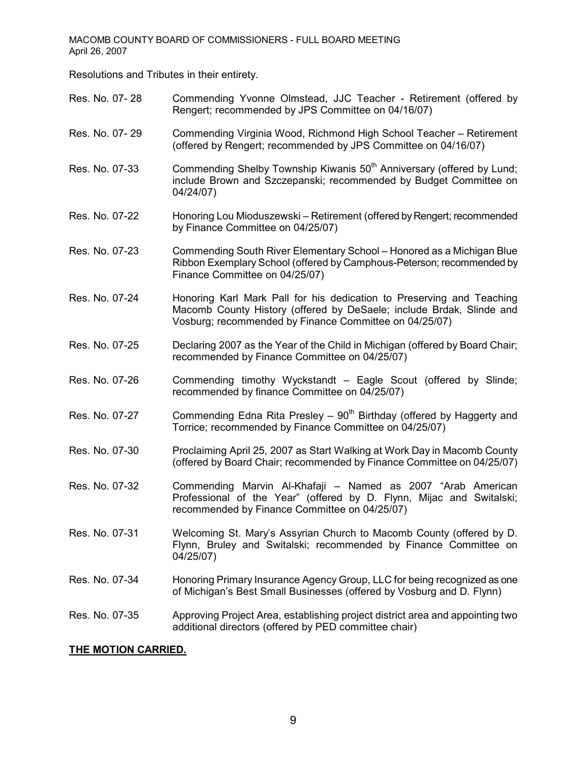Resolutions and Tributes in their entirety.

| | |
|---|---|
| Res. No. 07- 28 | Commending Yvonne Olmstead, JJC Teacher - Retirement (offered by Rengert; recommended by JPS Committee on 04/16/07) |
| Res. No. 07- 29 | Commending Virginia Wood, Richmond High School Teacher – Retirement (offered by Rengert; recommended by JPS Committee on 04/16/07) |
| Res. No. 07-33 | Commending Shelby Township Kiwanis 50th Anniversary (offered by Lund; include Brown and Szczepanski; recommended by Budget Committee on 04/24/07) |
| Res. No. 07-22 | Honoring Lou Mioduszewski – Retirement (offered by Rengert; recommended by Finance Committee on 04/25/07) |
| Res. No. 07-23 | Commending South River Elementary School – Honored as a Michigan Blue Ribbon Exemplary School (offered by Camphous-Peterson; recommended by Finance Committee on 04/25/07) |
| Res. No. 07-24 | Honoring Karl Mark Pall for his dedication to Preserving and Teaching Macomb County History (offered by DeSaele; include Brdak, Slinde and Vosburg; recommended by Finance Committee on 04/25/07) |
| Res. No. 07-25 | Declaring 2007 as the Year of the Child in Michigan (offered by Board Chair; recommended by Finance Committee on 04/25/07) |
| Res. No. 07-26 | Commending timothy Wyckstandt – Eagle Scout (offered by Slinde; recommended by finance Committee on 04/25/07) |
| Res. No. 07-27 | Commending Edna Rita Presley – 90th Birthday (offered by Haggerty and Torrice; recommended by Finance Committee on 04/25/07) |
| Res. No. 07-30 | Proclaiming April 25, 2007 as Start Walking at Work Day in Macomb County (offered by Board Chair; recommended by Finance Committee on 04/25/07) |
| Res. No. 07-32 | Commending Marvin Al-Khafaji – Named as 2007 "Arab American Professional of the Year" (offered by D. Flynn, Mijac and Switalski; recommended by Finance Committee on 04/25/07) |
| Res. No. 07-31 | Welcoming St. Mary's Assyrian Church to Macomb County (offered by D. Flynn, Bruley and Switalski; recommended by Finance Committee on 04/25/07) |
| Res. No. 07-34 | Honoring Primary Insurance Agency Group, LLC for being recognized as one of Michigan's Best Small Businesses (offered by Vosburg and D. Flynn) |
| Res. No. 07-35 | Approving Project Area, establishing project district area and appointing two additional directors (offered by PED committee chair) |

**THE MOTION CARRIED.**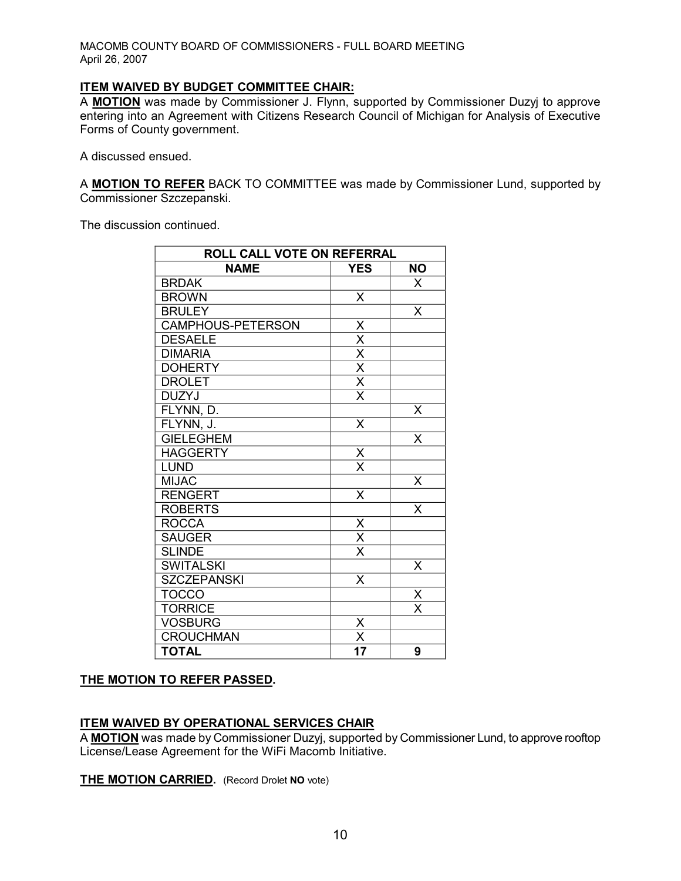**ITEM WAIVED BY BUDGET COMMITTEE CHAIR:**

A **MOTION** was made by Commissioner J. Flynn, supported by Commissioner Duzyj to approve entering into an Agreement with Citizens Research Council of Michigan for Analysis of Executive Forms of County government.

A discussed ensued.

A **MOTION TO REFER** BACK TO COMMITTEE was made by Commissioner Lund, supported by Commissioner Szczepanski.

The discussion continued.

| ROLL CALL VOTE ON REFERRAL | | |
|---|---|---|
| **NAME** | **YES** | **NO** |
| BRDAK | | X |
| BROWN | X | |
| BRULEY | | X |
| CAMPHOUS-PETERSON | X | |
| DESAELE | X | |
| DIMARIA | X | |
| DOHERTY | X | |
| DROLET | X | |
| DUZYJ | X | |
| FLYNN, D. | | X |
| FLYNN, J. | X | |
| GIELEGHEM | | X |
| HAGGERTY | X | |
| LUND | X | |
| MIJAC | | X |
| RENGERT | X | |
| ROBERTS | | X |
| ROCCA | X | |
| SAUGER | X | |
| SLINDE | X | |
| SWITALSKI | | X |
| SZCZEPANSKI | X | |
| TOCCO | | X |
| TORRICE | | X |
| VOSBURG | X | |
| CROUCHMAN | X | |
| **TOTAL** | **17** | **9** |

**THE MOTION TO REFER PASSED.**

**ITEM WAIVED BY OPERATIONAL SERVICES CHAIR**

A **MOTION** was made by Commissioner Duzyj, supported by Commissioner Lund, to approve rooftop License/Lease Agreement for the WiFi Macomb Initiative.

**THE MOTION CARRIED.** (Record Drolet **NO** vote)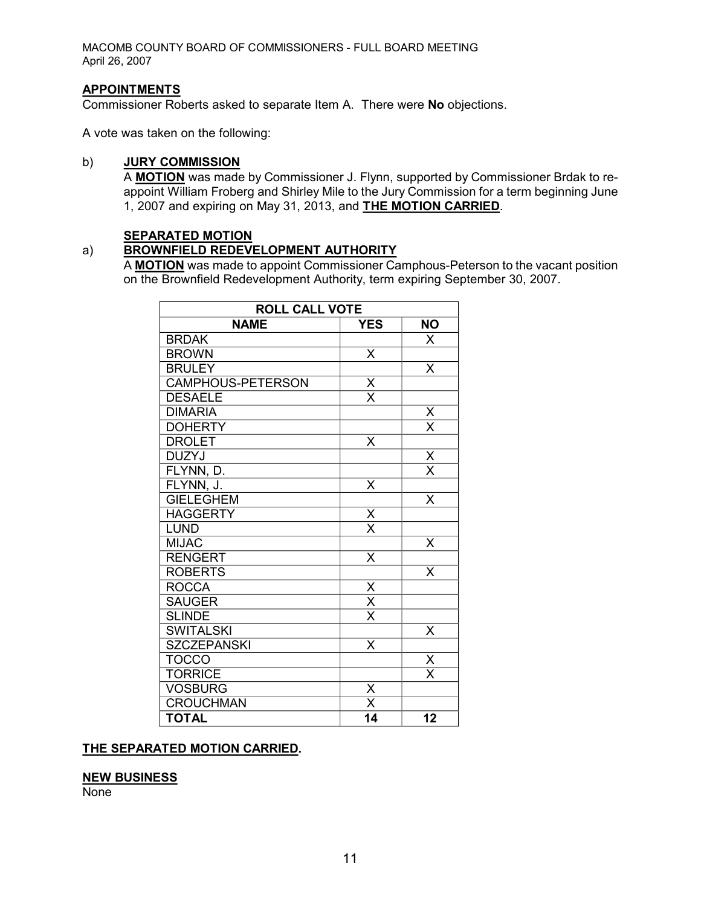## APPOINTMENTS

Commissioner Roberts asked to separate Item A. There were **No** objections.

A vote was taken on the following:

b) **JURY COMMISSION**

A **MOTION** was made by Commissioner J. Flynn, supported by Commissioner Brdak to re-appoint William Froberg and Shirley Mile to the Jury Commission for a term beginning June 1, 2007 and expiring on May 31, 2013, and **THE MOTION CARRIED**.

**SEPARATED MOTION**

a) **BROWNFIELD REDEVELOPMENT AUTHORITY**

A **MOTION** was made to appoint Commissioner Camphous-Peterson to the vacant position on the Brownfield Redevelopment Authority, term expiring September 30, 2007.

| ROLL CALL VOTE | | |
|---|---|---|
| **NAME** | **YES** | **NO** |
| BRDAK | | X |
| BROWN | X | |
| BRULEY | | X |
| CAMPHOUS-PETERSON | X | |
| DESAELE | X | |
| DIMARIA | | X |
| DOHERTY | | X |
| DROLET | X | |
| DUZYJ | | X |
| FLYNN, D. | | X |
| FLYNN, J. | X | |
| GIELEGHEM | | X |
| HAGGERTY | X | |
| LUND | X | |
| MIJAC | | X |
| RENGERT | X | |
| ROBERTS | | X |
| ROCCA | X | |
| SAUGER | X | |
| SLINDE | X | |
| SWITALSKI | | X |
| SZCZEPANSKI | X | |
| TOCCO | | X |
| TORRICE | | X |
| VOSBURG | X | |
| CROUCHMAN | X | |
| **TOTAL** | **14** | **12** |

**THE SEPARATED MOTION CARRIED.**

## NEW BUSINESS

None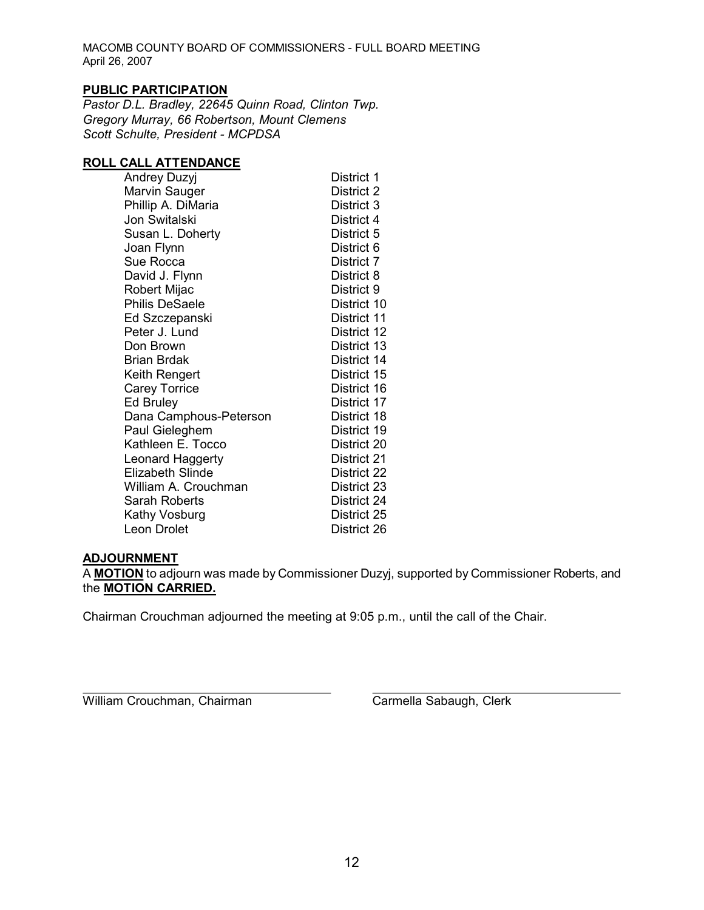## PUBLIC PARTICIPATION

*Pastor D.L. Bradley, 22645 Quinn Road, Clinton Twp.*
*Gregory Murray, 66 Robertson, Mount Clemens*
*Scott Schulte, President - MCPDSA*

## ROLL CALL ATTENDANCE

| | |
|---|---|
| Andrey Duzyj | District 1 |
| Marvin Sauger | District 2 |
| Phillip A. DiMaria | District 3 |
| Jon Switalski | District 4 |
| Susan L. Doherty | District 5 |
| Joan Flynn | District 6 |
| Sue Rocca | District 7 |
| David J. Flynn | District 8 |
| Robert Mijac | District 9 |
| Philis DeSaele | District 10 |
| Ed Szczepanski | District 11 |
| Peter J. Lund | District 12 |
| Don Brown | District 13 |
| Brian Brdak | District 14 |
| Keith Rengert | District 15 |
| Carey Torrice | District 16 |
| Ed Bruley | District 17 |
| Dana Camphous-Peterson | District 18 |
| Paul Gieleghem | District 19 |
| Kathleen E. Tocco | District 20 |
| Leonard Haggerty | District 21 |
| Elizabeth Slinde | District 22 |
| William A. Crouchman | District 23 |
| Sarah Roberts | District 24 |
| Kathy Vosburg | District 25 |
| Leon Drolet | District 26 |

## ADJOURNMENT

A **MOTION** to adjourn was made by Commissioner Duzyj, supported by Commissioner Roberts, and the **MOTION CARRIED.**

Chairman Crouchman adjourned the meeting at 9:05 p.m., until the call of the Chair.

\_\_\_\_\_\_\_\_\_\_\_\_\_\_\_\_\_\_\_\_\_\_\_\_\_\_\_\_\_\_\_\_\_\_
William Crouchman, Chairman

\_\_\_\_\_\_\_\_\_\_\_\_\_\_\_\_\_\_\_\_\_\_\_\_\_\_\_\_\_\_\_\_\_\_
Carmella Sabaugh, Clerk